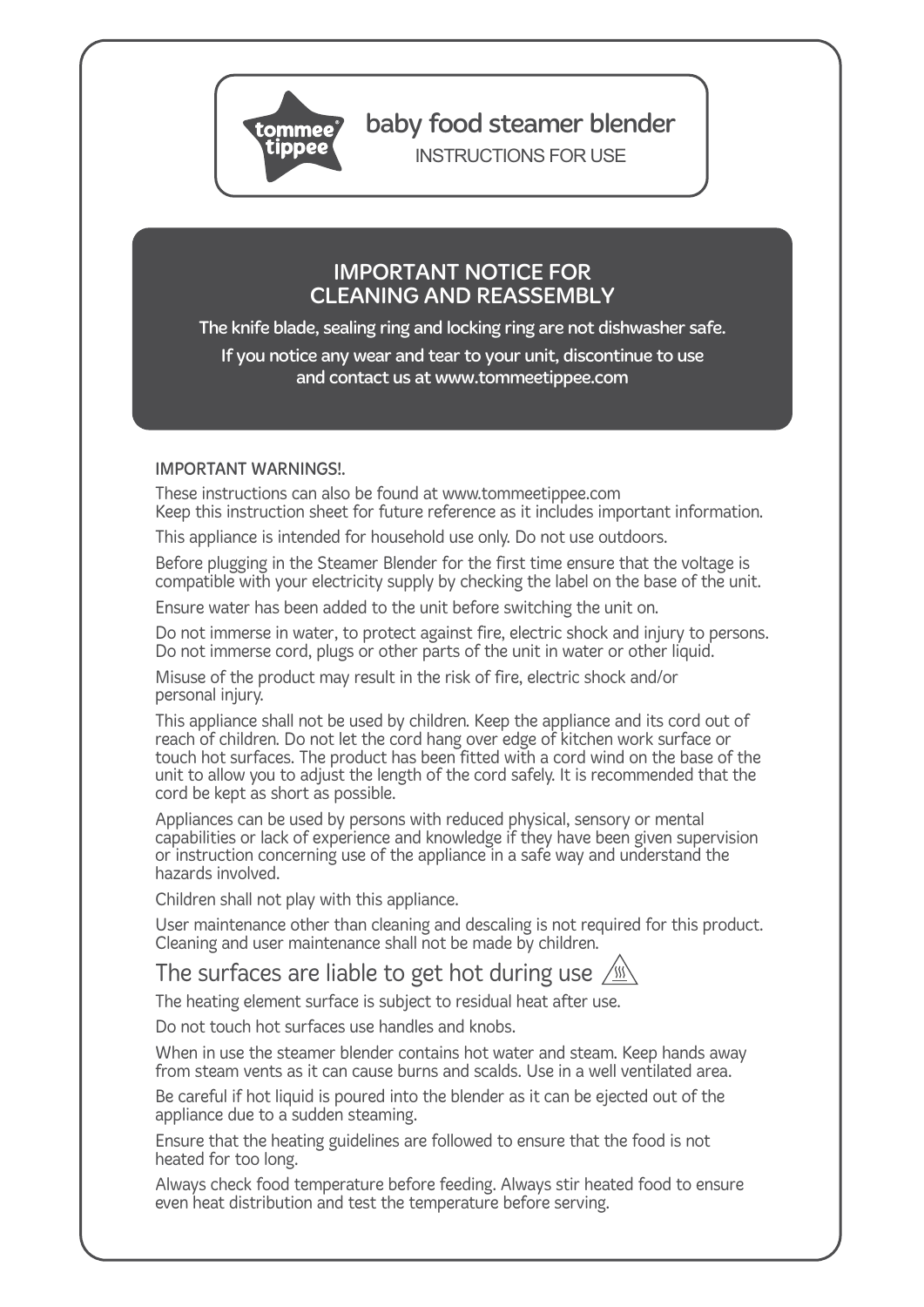tommee tippee

# baby food steamer blender

INSTRUCTIONS FOR USE

## IMPORTANT NOTICE FOR CLEANING AND REASSEMBLY

**The knife blade, sealing ring and locking ring are not dishwasher safe.**

**If you notice any wear and tear to your unit, discontinue to use and contact us at www.tommeetippee.com**

### IMPORTANT WARNINGS!.

These instructions can also be found at www.tommeetippee.com
Keep this instruction sheet for future reference as it includes important information.

This appliance is intended for household use only. Do not use outdoors.

Before plugging in the Steamer Blender for the first time ensure that the voltage is compatible with your electricity supply by checking the label on the base of the unit.

Ensure water has been added to the unit before switching the unit on.

Do not immerse in water, to protect against fire, electric shock and injury to persons. Do not immerse cord, plugs or other parts of the unit in water or other liquid.

Misuse of the product may result in the risk of fire, electric shock and/or personal injury.

This appliance shall not be used by children. Keep the appliance and its cord out of reach of children. Do not let the cord hang over edge of kitchen work surface or touch hot surfaces. The product has been fitted with a cord wind on the base of the unit to allow you to adjust the length of the cord safely. It is recommended that the cord be kept as short as possible.

Appliances can be used by persons with reduced physical, sensory or mental capabilities or lack of experience and knowledge if they have been given supervision or instruction concerning use of the appliance in a safe way and understand the hazards involved.

Children shall not play with this appliance.

User maintenance other than cleaning and descaling is not required for this product. Cleaning and user maintenance shall not be made by children.

### The surfaces are liable to get hot during use

The heating element surface is subject to residual heat after use.

Do not touch hot surfaces use handles and knobs.

When in use the steamer blender contains hot water and steam. Keep hands away from steam vents as it can cause burns and scalds. Use in a well ventilated area.

Be careful if hot liquid is poured into the blender as it can be ejected out of the appliance due to a sudden steaming.

Ensure that the heating guidelines are followed to ensure that the food is not heated for too long.

Always check food temperature before feeding. Always stir heated food to ensure even heat distribution and test the temperature before serving.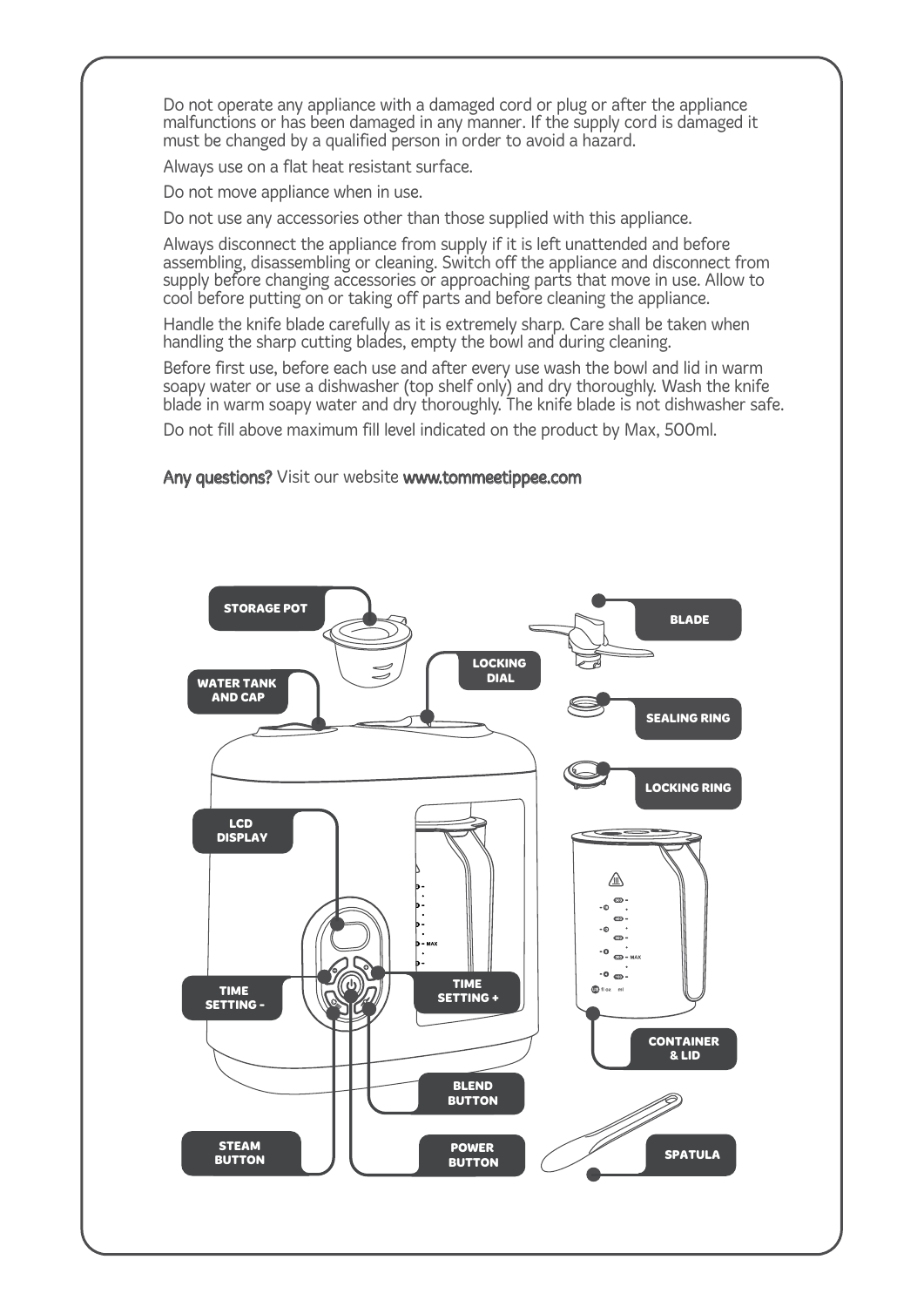Do not operate any appliance with a damaged cord or plug or after the appliance malfunctions or has been damaged in any manner. If the supply cord is damaged it must be changed by a qualified person in order to avoid a hazard.

Always use on a flat heat resistant surface.

Do not move appliance when in use.

Do not use any accessories other than those supplied with this appliance.

Always disconnect the appliance from supply if it is left unattended and before assembling, disassembling or cleaning. Switch off the appliance and disconnect from supply before changing accessories or approaching parts that move in use. Allow to cool before putting on or taking off parts and before cleaning the appliance.

Handle the knife blade carefully as it is extremely sharp. Care shall be taken when handling the sharp cutting blades, empty the bowl and during cleaning.

Before first use, before each use and after every use wash the bowl and lid in warm soapy water or use a dishwasher (top shelf only) and dry thoroughly. Wash the knife blade in warm soapy water and dry thoroughly. The knife blade is not dishwasher safe.

Do not fill above maximum fill level indicated on the product by Max, 500ml.

**Any questions?** Visit our website **www.tommeetippee.com**

STORAGE POT

WATER TANK AND CAP

LOCKING DIAL

BLADE

SEALING RING

LOCKING RING

LCD DISPLAY

TIME SETTING -

TIME SETTING +

CONTAINER & LID

BLEND BUTTON

STEAM BUTTON

POWER BUTTON

SPATULA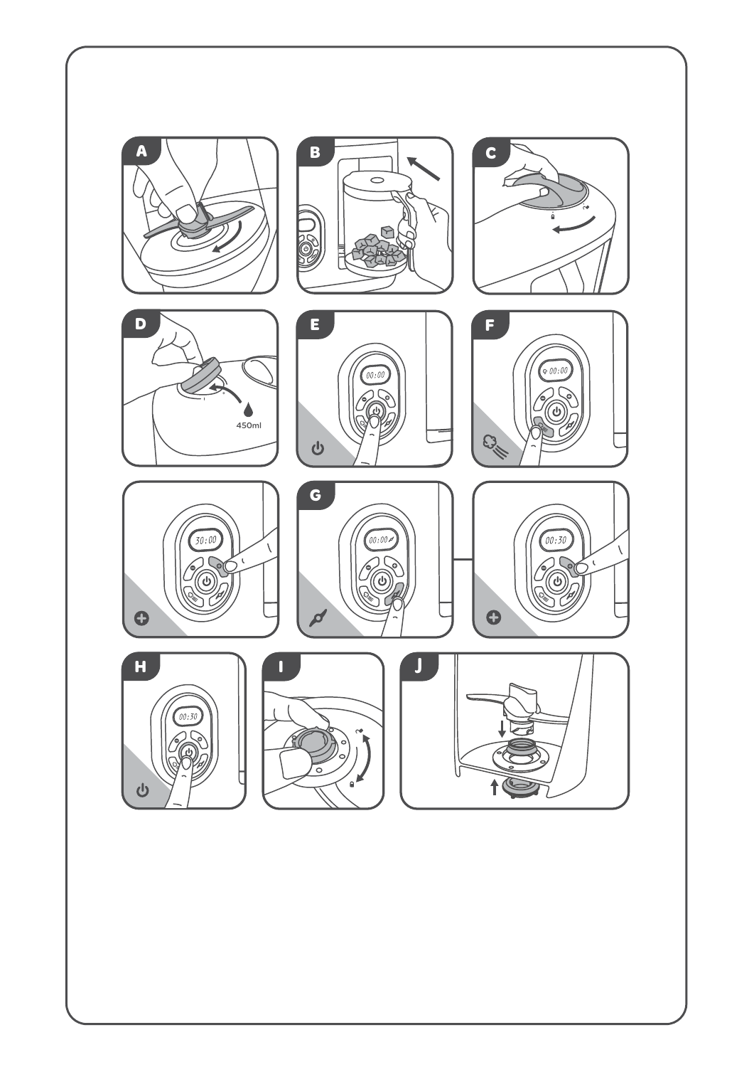A

B

C

D

450ml

E

00:00

F

00:00

30:00

G

00:00

00:30

H

00:30

I

J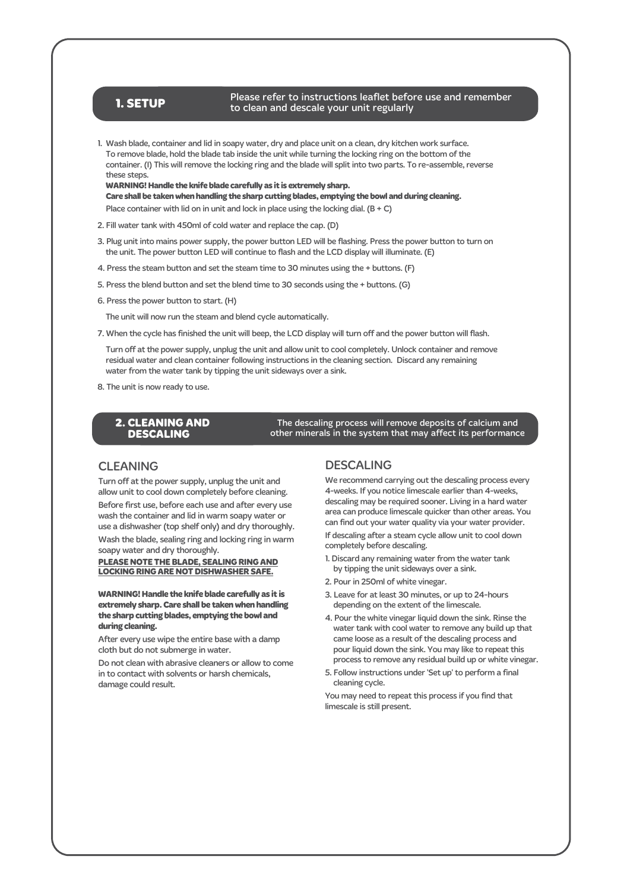## 1. SETUP

Please refer to instructions leaflet before use and remember to clean and descale your unit regularly

1. Wash blade, container and lid in soapy water, dry and place unit on a clean, dry kitchen work surface. To remove blade, hold the blade tab inside the unit while turning the locking ring on the bottom of the container. (I) This will remove the locking ring and the blade will split into two parts. To re-assemble, reverse these steps.
   **WARNING! Handle the knife blade carefully as it is extremely sharp.**
   **Care shall be taken when handling the sharp cutting blades, emptying the bowl and during cleaning.**
   Place container with lid on in unit and lock in place using the locking dial. (B + C)
2. Fill water tank with 450ml of cold water and replace the cap. (D)
3. Plug unit into mains power supply, the power button LED will be flashing. Press the power button to turn on the unit. The power button LED will continue to flash and the LCD display will illuminate. (E)
4. Press the steam button and set the steam time to 30 minutes using the + buttons. (F)
5. Press the blend button and set the blend time to 30 seconds using the + buttons. (G)
6. Press the power button to start. (H)
   The unit will now run the steam and blend cycle automatically.
7. When the cycle has finished the unit will beep, the LCD display will turn off and the power button will flash.
   Turn off at the power supply, unplug the unit and allow unit to cool completely. Unlock container and remove residual water and clean container following instructions in the cleaning section. Discard any remaining water from the water tank by tipping the unit sideways over a sink.
8. The unit is now ready to use.

## 2. CLEANING AND DESCALING

The descaling process will remove deposits of calcium and other minerals in the system that may affect its performance

### CLEANING

Turn off at the power supply, unplug the unit and allow unit to cool down completely before cleaning.

Before first use, before each use and after every use wash the container and lid in warm soapy water or use a dishwasher (top shelf only) and dry thoroughly.

Wash the blade, sealing ring and locking ring in warm soapy water and dry thoroughly.

**PLEASE NOTE THE BLADE, SEALING RING AND LOCKING RING ARE NOT DISHWASHER SAFE.**

**WARNING! Handle the knife blade carefully as it is extremely sharp. Care shall be taken when handling the sharp cutting blades, emptying the bowl and during cleaning.**

After every use wipe the entire base with a damp cloth but do not submerge in water.

Do not clean with abrasive cleaners or allow to come in to contact with solvents or harsh chemicals, damage could result.

### DESCALING

We recommend carrying out the descaling process every 4-weeks. If you notice limescale earlier than 4-weeks, descaling may be required sooner. Living in a hard water area can produce limescale quicker than other areas. You can find out your water quality via your water provider.

If descaling after a steam cycle allow unit to cool down completely before descaling.

1. Discard any remaining water from the water tank by tipping the unit sideways over a sink.
2. Pour in 250ml of white vinegar.
3. Leave for at least 30 minutes, or up to 24-hours depending on the extent of the limescale.
4. Pour the white vinegar liquid down the sink. Rinse the water tank with cool water to remove any build up that came loose as a result of the descaling process and pour liquid down the sink. You may like to repeat this process to remove any residual build up or white vinegar.
5. Follow instructions under 'Set up' to perform a final cleaning cycle.

You may need to repeat this process if you find that limescale is still present.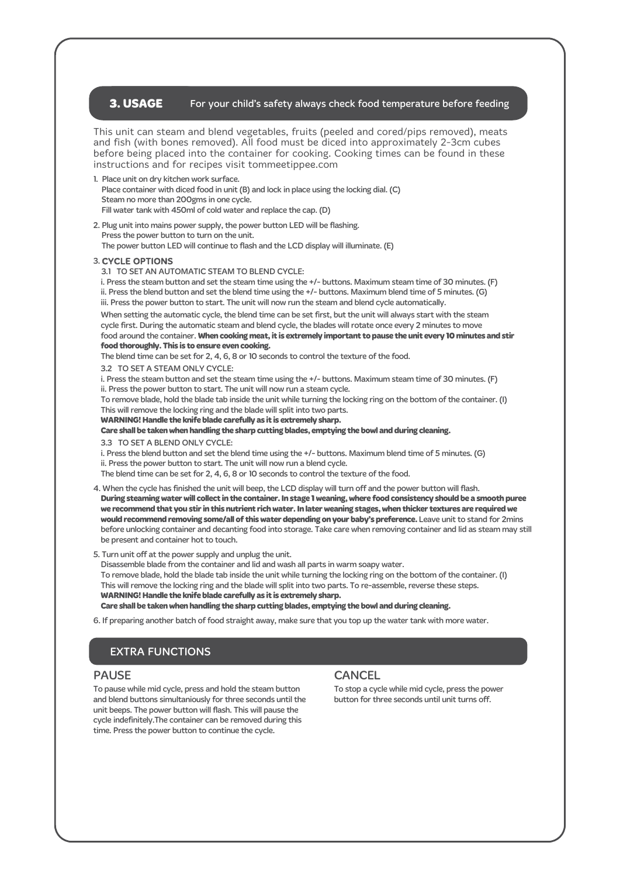## 3. USAGE

For your child's safety always check food temperature before feeding

This unit can steam and blend vegetables, fruits (peeled and cored/pips removed), meats and fish (with bones removed). All food must be diced into approximately 2-3cm cubes before being placed into the container for cooking. Cooking times can be found in these instructions and for recipes visit tommeetippee.com

1. Place unit on dry kitchen work surface.
   Place container with diced food in unit (B) and lock in place using the locking dial. (C)
   Steam no more than 200gms in one cycle.
   Fill water tank with 450ml of cold water and replace the cap. (D)

2. Plug unit into mains power supply, the power button LED will be flashing.
   Press the power button to turn on the unit.
   The power button LED will continue to flash and the LCD display will illuminate. (E)

3. **CYCLE OPTIONS**

   3.1 TO SET AN AUTOMATIC STEAM TO BLEND CYCLE:

   i. Press the steam button and set the steam time using the +/- buttons. Maximum steam time of 30 minutes. (F)
   ii. Press the blend button and set the blend time using the +/- buttons. Maximum blend time of 5 minutes. (G)
   iii. Press the power button to start. The unit will now run the steam and blend cycle automatically.

   When setting the automatic cycle, the blend time can be set first, but the unit will always start with the steam cycle first. During the automatic steam and blend cycle, the blades will rotate once every 2 minutes to move food around the container. **When cooking meat, it is extremely important to pause the unit every 10 minutes and stir food thoroughly. This is to ensure even cooking.**
   The blend time can be set for 2, 4, 6, 8 or 10 seconds to control the texture of the food.

   3.2 TO SET A STEAM ONLY CYCLE:

   i. Press the steam button and set the steam time using the +/- buttons. Maximum steam time of 30 minutes. (F)
   ii. Press the power button to start. The unit will now run a steam cycle.
   To remove blade, hold the blade tab inside the unit while turning the locking ring on the bottom of the container. (I)
   This will remove the locking ring and the blade will split into two parts.
   **WARNING! Handle the knife blade carefully as it is extremely sharp.**
   **Care shall be taken when handling the sharp cutting blades, emptying the bowl and during cleaning.**

   3.3 TO SET A BLEND ONLY CYCLE:

   i. Press the blend button and set the blend time using the +/- buttons. Maximum blend time of 5 minutes. (G)
   ii. Press the power button to start. The unit will now run a blend cycle.
   The blend time can be set for 2, 4, 6, 8 or 10 seconds to control the texture of the food.

4. When the cycle has finished the unit will beep, the LCD display will turn off and the power button will flash.
   **During steaming water will collect in the container. In stage 1 weaning, where food consistency should be a smooth puree we recommend that you stir in this nutrient rich water. In later weaning stages, when thicker textures are required we would recommend removing some/all of this water depending on your baby's preference.** Leave unit to stand for 2mins before unlocking container and decanting food into storage. Take care when removing container and lid as steam may still be present and container hot to touch.

5. Turn unit off at the power supply and unplug the unit.
   Disassemble blade from the container and lid and wash all parts in warm soapy water.
   To remove blade, hold the blade tab inside the unit while turning the locking ring on the bottom of the container. (I)
   This will remove the locking ring and the blade will split into two parts. To re-assemble, reverse these steps.
   **WARNING! Handle the knife blade carefully as it is extremely sharp.**
   **Care shall be taken when handling the sharp cutting blades, emptying the bowl and during cleaning.**

6. If preparing another batch of food straight away, make sure that you top up the water tank with more water.

## EXTRA FUNCTIONS

### PAUSE

To pause while mid cycle, press and hold the steam button and blend buttons simultaniously for three seconds until the unit beeps. The power button will flash. This will pause the cycle indefinitely.The container can be removed during this time. Press the power button to continue the cycle.

### CANCEL

To stop a cycle while mid cycle, press the power button for three seconds until unit turns off.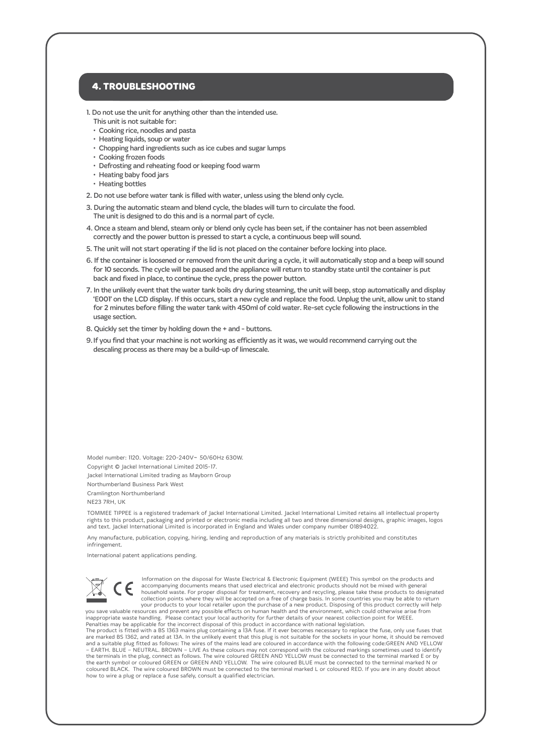## 4. TROUBLESHOOTING

1. Do not use the unit for anything other than the intended use.
   This unit is not suitable for:
   - Cooking rice, noodles and pasta
   - Heating liquids, soup or water
   - Chopping hard ingredients such as ice cubes and sugar lumps
   - Cooking frozen foods
   - Defrosting and reheating food or keeping food warm
   - Heating baby food jars
   - Heating bottles
2. Do not use before water tank is filled with water, unless using the blend only cycle.
3. During the automatic steam and blend cycle, the blades will turn to circulate the food. The unit is designed to do this and is a normal part of cycle.
4. Once a steam and blend, steam only or blend only cycle has been set, if the container has not been assembled correctly and the power button is pressed to start a cycle, a continuous beep will sound.
5. The unit will not start operating if the lid is not placed on the container before locking into place.
6. If the container is loosened or removed from the unit during a cycle, it will automatically stop and a beep will sound for 10 seconds. The cycle will be paused and the appliance will return to standby state until the container is put back and fixed in place, to continue the cycle, press the power button.
7. In the unlikely event that the water tank boils dry during steaming, the unit will beep, stop automatically and display 'E001' on the LCD display. If this occurs, start a new cycle and replace the food. Unplug the unit, allow unit to stand for 2 minutes before filling the water tank with 450ml of cold water. Re-set cycle following the instructions in the usage section.
8. Quickly set the timer by holding down the + and - buttons.
9. If you find that your machine is not working as efficiently as it was, we would recommend carrying out the descaling process as there may be a build-up of limescale.

Model number: 1120. Voltage: 220-240V~ 50/60Hz 630W.
Copyright © Jackel International Limited 2015-17.
Jackel International Limited trading as Mayborn Group
Northumberland Business Park West
Cramlington Northumberland
NE23 7RH, UK

TOMMEE TIPPEE is a registered trademark of Jackel International Limited. Jackel International Limited retains all intellectual property rights to this product, packaging and printed or electronic media including all two and three dimensional designs, graphic images, logos and text. Jackel International Limited is incorporated in England and Wales under company number 01894022.

Any manufacture, publication, copying, hiring, lending and reproduction of any materials is strictly prohibited and constitutes infringement.

International patent applications pending.

Information on the disposal for Waste Electrical & Electronic Equipment (WEEE) This symbol on the products and accompanying documents means that used electrical and electronic products should not be mixed with general household waste. For proper disposal for treatment, recovery and recycling, please take these products to designated collection points where they will be accepted on a free of charge basis. In some countries you may be able to return your products to your local retailer upon the purchase of a new product. Disposing of this product correctly will help you save valuable resources and prevent any possible effects on human health and the environment, which could otherwise arise from inappropriate waste handling. Please contact your local authority for further details of your nearest collection point for WEEE. Penalties may be applicable for the incorrect disposal of this product in accordance with national legislation.
The product is fitted with a BS 1363 mains plug containing a 13A fuse. If it ever becomes necessary to replace the fuse, only use fuses that are marked BS 1362, and rated at 13A. In the unlikely event that this plug is not suitable for the sockets in your home, it should be removed and a suitable plug fitted as follows: The wires of the mains lead are coloured in accordance with the following code:GREEN AND YELLOW – EARTH. BLUE – NEUTRAL. BROWN – LIVE As these colours may not correspond with the coloured markings sometimes used to identify the terminals in the plug, connect as follows. The wire coloured GREEN AND YELLOW must be connected to the terminal marked E or by the earth symbol or coloured GREEN or GREEN AND YELLOW. The wire coloured BLUE must be connected to the terminal marked N or coloured BLACK. The wire coloured BROWN must be connected to the terminal marked L or coloured RED. If you are in any doubt about how to wire a plug or replace a fuse safely, consult a qualified electrician.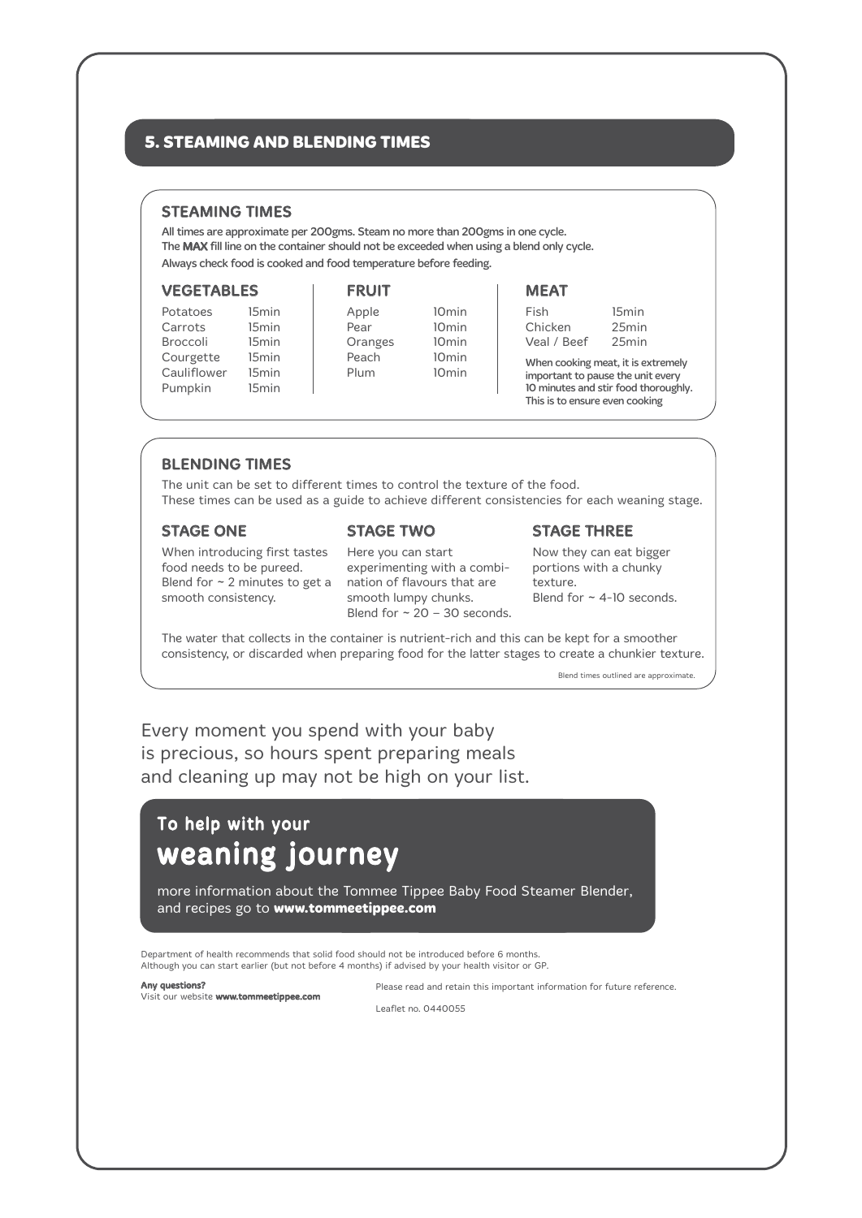## 5. STEAMING AND BLENDING TIMES

### STEAMING TIMES

All times are approximate per 200gms. Steam no more than 200gms in one cycle.
The **MAX** fill line on the container should not be exceeded when using a blend only cycle.
Always check food is cooked and food temperature before feeding.

#### VEGETABLES

| | |
|---|---|
| Potatoes | 15min |
| Carrots | 15min |
| Broccoli | 15min |
| Courgette | 15min |
| Cauliflower | 15min |
| Pumpkin | 15min |

#### FRUIT

| | |
|---|---|
| Apple | 10min |
| Pear | 10min |
| Oranges | 10min |
| Peach | 10min |
| Plum | 10min |

#### MEAT

| | |
|---|---|
| Fish | 15min |
| Chicken | 25min |
| Veal / Beef | 25min |

When cooking meat, it is extremely important to pause the unit every 10 minutes and stir food thoroughly. This is to ensure even cooking

### BLENDING TIMES

The unit can be set to different times to control the texture of the food.
These times can be used as a guide to achieve different consistencies for each weaning stage.

#### STAGE ONE

When introducing first tastes food needs to be pureed. Blend for ~ 2 minutes to get a smooth consistency.

#### STAGE TWO

Here you can start experimenting with a combination of flavours that are smooth lumpy chunks. Blend for ~ 20 – 30 seconds.

#### STAGE THREE

Now they can eat bigger portions with a chunky texture. Blend for ~ 4-10 seconds.

The water that collects in the container is nutrient-rich and this can be kept for a smoother consistency, or discarded when preparing food for the latter stages to create a chunkier texture.

Blend times outlined are approximate.

Every moment you spend with your baby is precious, so hours spent preparing meals and cleaning up may not be high on your list.

To help with your
## weaning journey

more information about the Tommee Tippee Baby Food Steamer Blender, and recipes go to **www.tommeetippee.com**

Department of health recommends that solid food should not be introduced before 6 months.
Although you can start earlier (but not before 4 months) if advised by your health visitor or GP.

**Any questions?**
Visit our website **www.tommeetippee.com**

Please read and retain this important information for future reference.

Leaflet no. 0440055